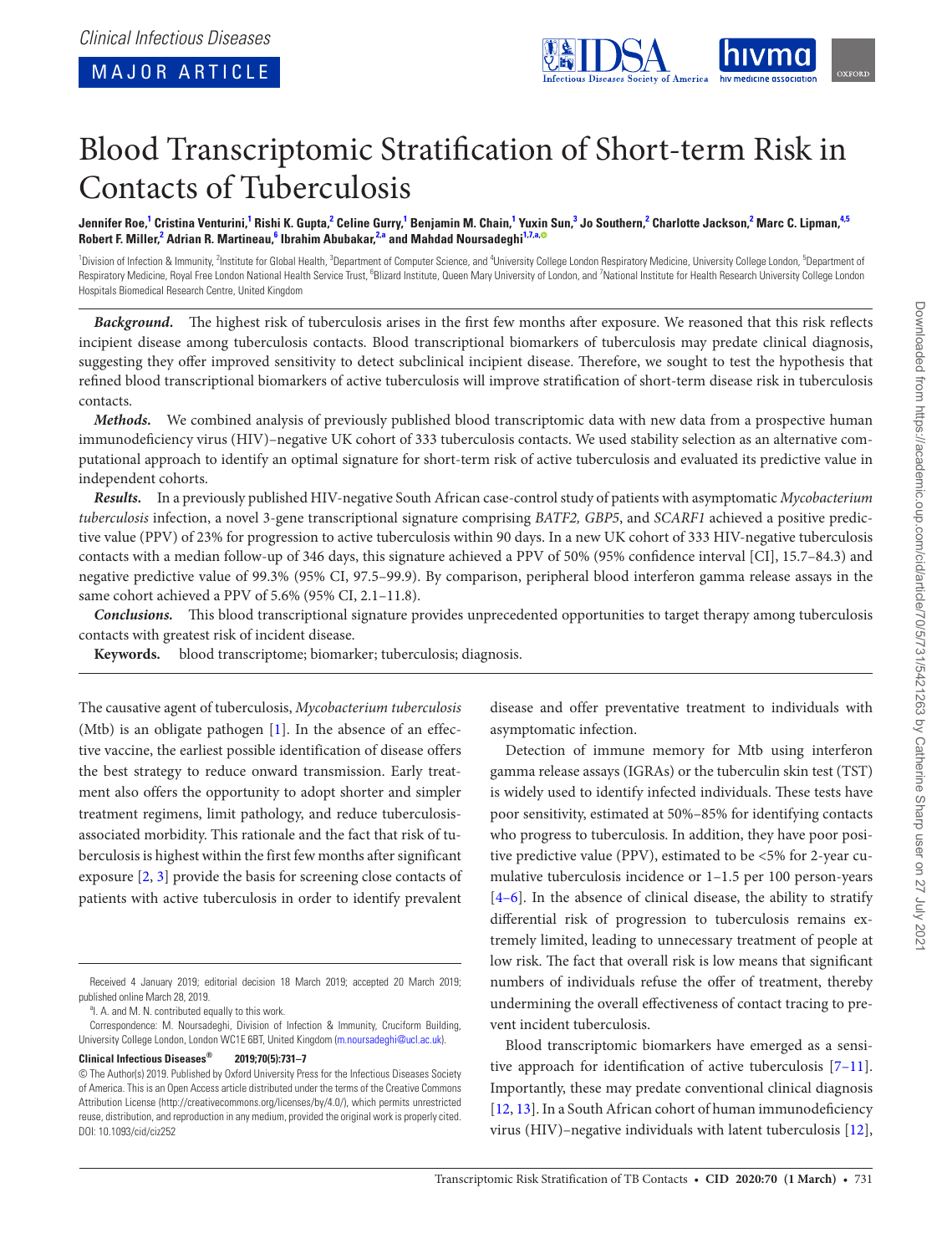Clinical Infectious Diseases

MAJOR ARTICLE

# Blood Transcriptomic Stratification of Short-term Risk in Contacts of Tuberculosis

**Jennifer Roe,[1] Cristina Venturini,[1] Rishi K. Gupta,[2] Celine Gurry,[1] Benjamin M. Chain,[1] Yuxin Sun,[3] Jo Southern,[2] Charlotte Jackson,[2] Marc C. Lipman,[4,5] Robert F. Miller,[2] Adrian R. Martineau,[6] Ibrahim Abubakar,[2,a] and Mahdad Noursadeghi[1,7,a]**

[1]Division of Infection & Immunity, [2]Institute for Global Health, [3]Department of Computer Science, and [4]University College London Respiratory Medicine, University College London, [5]Department of Respiratory Medicine, Royal Free London National Health Service Trust, [6]Blizard Institute, Queen Mary University of London, and [7]National Institute for Health Research University College London Hospitals Biomedical Research Centre, United Kingdom

***Background.*** The highest risk of tuberculosis arises in the first few months after exposure. We reasoned that this risk reflects incipient disease among tuberculosis contacts. Blood transcriptional biomarkers of tuberculosis may predate clinical diagnosis, suggesting they offer improved sensitivity to detect subclinical incipient disease. Therefore, we sought to test the hypothesis that refined blood transcriptional biomarkers of active tuberculosis will improve stratification of short-term disease risk in tuberculosis contacts.

***Methods.*** We combined analysis of previously published blood transcriptomic data with new data from a prospective human immunodeficiency virus (HIV)–negative UK cohort of 333 tuberculosis contacts. We used stability selection as an alternative computational approach to identify an optimal signature for short-term risk of active tuberculosis and evaluated its predictive value in independent cohorts.

***Results.*** In a previously published HIV-negative South African case-control study of patients with asymptomatic *Mycobacterium tuberculosis* infection, a novel 3-gene transcriptional signature comprising *BATF2, GBP5*, and *SCARF1* achieved a positive predictive value (PPV) of 23% for progression to active tuberculosis within 90 days. In a new UK cohort of 333 HIV-negative tuberculosis contacts with a median follow-up of 346 days, this signature achieved a PPV of 50% (95% confidence interval [CI], 15.7–84.3) and negative predictive value of 99.3% (95% CI, 97.5–99.9). By comparison, peripheral blood interferon gamma release assays in the same cohort achieved a PPV of 5.6% (95% CI, 2.1–11.8).

***Conclusions.*** This blood transcriptional signature provides unprecedented opportunities to target therapy among tuberculosis contacts with greatest risk of incident disease.

**Keywords.** blood transcriptome; biomarker; tuberculosis; diagnosis.

The causative agent of tuberculosis, *Mycobacterium tuberculosis* (Mtb) is an obligate pathogen [1]. In the absence of an effective vaccine, the earliest possible identification of disease offers the best strategy to reduce onward transmission. Early treatment also offers the opportunity to adopt shorter and simpler treatment regimens, limit pathology, and reduce tuberculosis-associated morbidity. This rationale and the fact that risk of tuberculosis is highest within the first few months after significant exposure [2, 3] provide the basis for screening close contacts of patients with active tuberculosis in order to identify prevalent disease and offer preventative treatment to individuals with asymptomatic infection.

Detection of immune memory for Mtb using interferon gamma release assays (IGRAs) or the tuberculin skin test (TST) is widely used to identify infected individuals. These tests have poor sensitivity, estimated at 50%–85% for identifying contacts who progress to tuberculosis. In addition, they have poor positive predictive value (PPV), estimated to be <5% for 2-year cumulative tuberculosis incidence or 1–1.5 per 100 person-years [4–6]. In the absence of clinical disease, the ability to stratify differential risk of progression to tuberculosis remains extremely limited, leading to unnecessary treatment of people at low risk. The fact that overall risk is low means that significant numbers of individuals refuse the offer of treatment, thereby undermining the overall effectiveness of contact tracing to prevent incident tuberculosis.

Blood transcriptomic biomarkers have emerged as a sensitive approach for identification of active tuberculosis [7–11]. Importantly, these may predate conventional clinical diagnosis [12, 13]. In a South African cohort of human immunodeficiency virus (HIV)–negative individuals with latent tuberculosis [12],

Received 4 January 2019; editorial decision 18 March 2019; accepted 20 March 2019; published online March 28, 2019.

[a]I. A. and M. N. contributed equally to this work.

Correspondence: M. Noursadeghi, Division of Infection & Immunity, Cruciform Building, University College London, London WC1E 6BT, United Kingdom (m.noursadeghi@ucl.ac.uk).

**Clinical Infectious Diseases® 2019;70(5):731–7**

© The Author(s) 2019. Published by Oxford University Press for the Infectious Diseases Society of America. This is an Open Access article distributed under the terms of the Creative Commons Attribution License (http://creativecommons.org/licenses/by/4.0/), which permits unrestricted reuse, distribution, and reproduction in any medium, provided the original work is properly cited. DOI: 10.1093/cid/ciz252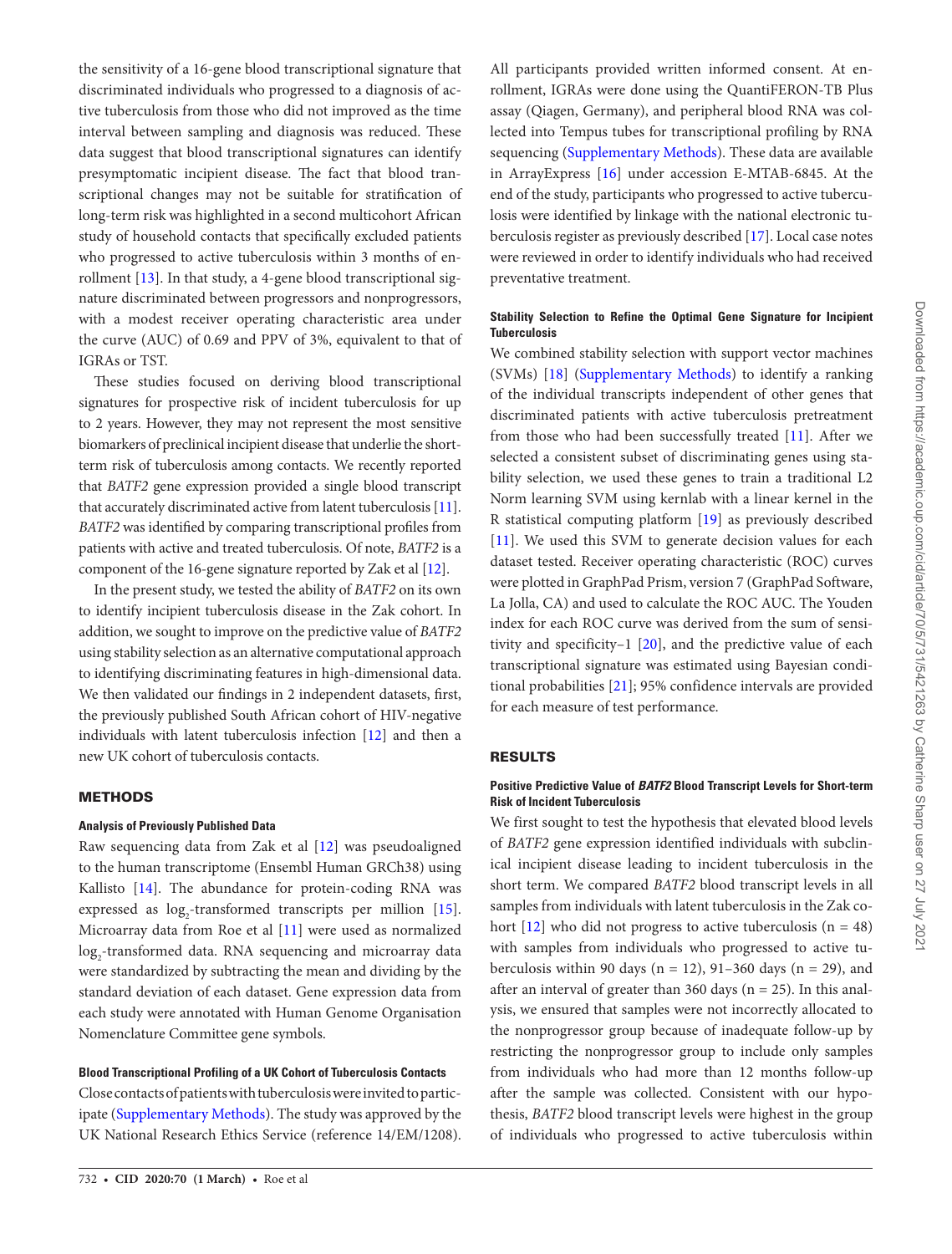the sensitivity of a 16-gene blood transcriptional signature that discriminated individuals who progressed to a diagnosis of active tuberculosis from those who did not improved as the time interval between sampling and diagnosis was reduced. These data suggest that blood transcriptional signatures can identify presymptomatic incipient disease. The fact that blood transcriptional changes may not be suitable for stratification of long-term risk was highlighted in a second multicohort African study of household contacts that specifically excluded patients who progressed to active tuberculosis within 3 months of enrollment [13]. In that study, a 4-gene blood transcriptional signature discriminated between progressors and nonprogressors, with a modest receiver operating characteristic area under the curve (AUC) of 0.69 and PPV of 3%, equivalent to that of IGRAs or TST.

These studies focused on deriving blood transcriptional signatures for prospective risk of incident tuberculosis for up to 2 years. However, they may not represent the most sensitive biomarkers of preclinical incipient disease that underlie the short-term risk of tuberculosis among contacts. We recently reported that *BATF2* gene expression provided a single blood transcript that accurately discriminated active from latent tuberculosis [11]. *BATF2* was identified by comparing transcriptional profiles from patients with active and treated tuberculosis. Of note, *BATF2* is a component of the 16-gene signature reported by Zak et al [12].

In the present study, we tested the ability of *BATF2* on its own to identify incipient tuberculosis disease in the Zak cohort. In addition, we sought to improve on the predictive value of *BATF2* using stability selection as an alternative computational approach to identifying discriminating features in high-dimensional data. We then validated our findings in 2 independent datasets, first, the previously published South African cohort of HIV-negative individuals with latent tuberculosis infection [12] and then a new UK cohort of tuberculosis contacts.

## METHODS

### Analysis of Previously Published Data

Raw sequencing data from Zak et al [12] was pseudoaligned to the human transcriptome (Ensembl Human GRCh38) using Kallisto [14]. The abundance for protein-coding RNA was expressed as $\log_2$-transformed transcripts per million [15]. Microarray data from Roe et al [11] were used as normalized $\log_2$-transformed data. RNA sequencing and microarray data were standardized by subtracting the mean and dividing by the standard deviation of each dataset. Gene expression data from each study were annotated with Human Genome Organisation Nomenclature Committee gene symbols.

### Blood Transcriptional Profiling of a UK Cohort of Tuberculosis Contacts

Close contacts of patients with tuberculosis were invited to participate (Supplementary Methods). The study was approved by the UK National Research Ethics Service (reference 14/EM/1208). All participants provided written informed consent. At enrollment, IGRAs were done using the QuantiFERON-TB Plus assay (Qiagen, Germany), and peripheral blood RNA was collected into Tempus tubes for transcriptional profiling by RNA sequencing (Supplementary Methods). These data are available in ArrayExpress [16] under accession E-MTAB-6845. At the end of the study, participants who progressed to active tuberculosis were identified by linkage with the national electronic tuberculosis register as previously described [17]. Local case notes were reviewed in order to identify individuals who had received preventative treatment.

### Stability Selection to Refine the Optimal Gene Signature for Incipient Tuberculosis

We combined stability selection with support vector machines (SVMs) [18] (Supplementary Methods) to identify a ranking of the individual transcripts independent of other genes that discriminated patients with active tuberculosis pretreatment from those who had been successfully treated [11]. After we selected a consistent subset of discriminating genes using stability selection, we used these genes to train a traditional L2 Norm learning SVM using kernlab with a linear kernel in the R statistical computing platform [19] as previously described [11]. We used this SVM to generate decision values for each dataset tested. Receiver operating characteristic (ROC) curves were plotted in GraphPad Prism, version 7 (GraphPad Software, La Jolla, CA) and used to calculate the ROC AUC. The Youden index for each ROC curve was derived from the sum of sensitivity and specificity–1 [20], and the predictive value of each transcriptional signature was estimated using Bayesian conditional probabilities [21]; 95% confidence intervals are provided for each measure of test performance.

## RESULTS

### Positive Predictive Value of *BATF2* Blood Transcript Levels for Short-term Risk of Incident Tuberculosis

We first sought to test the hypothesis that elevated blood levels of *BATF2* gene expression identified individuals with subclinical incipient disease leading to incident tuberculosis in the short term. We compared *BATF2* blood transcript levels in all samples from individuals with latent tuberculosis in the Zak cohort [12] who did not progress to active tuberculosis (n = 48) with samples from individuals who progressed to active tuberculosis within 90 days (n = 12), 91–360 days (n = 29), and after an interval of greater than 360 days (n = 25). In this analysis, we ensured that samples were not incorrectly allocated to the nonprogressor group because of inadequate follow-up by restricting the nonprogressor group to include only samples from individuals who had more than 12 months follow-up after the sample was collected. Consistent with our hypothesis, *BATF2* blood transcript levels were highest in the group of individuals who progressed to active tuberculosis within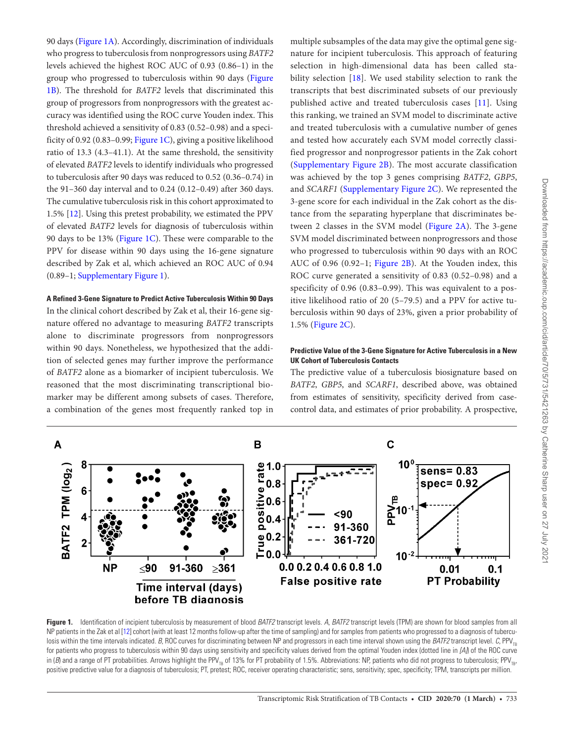90 days (Figure 1A). Accordingly, discrimination of individuals who progress to tuberculosis from nonprogressors using *BATF2* levels achieved the highest ROC AUC of 0.93 (0.86–1) in the group who progressed to tuberculosis within 90 days (Figure 1B). The threshold for *BATF2* levels that discriminated this group of progressors from nonprogressors with the greatest accuracy was identified using the ROC curve Youden index. This threshold achieved a sensitivity of 0.83 (0.52–0.98) and a specificity of 0.92 (0.83–0.99; Figure 1C), giving a positive likelihood ratio of 13.3 (4.3–41.1). At the same threshold, the sensitivity of elevated *BATF2* levels to identify individuals who progressed to tuberculosis after 90 days was reduced to 0.52 (0.36–0.74) in the 91–360 day interval and to 0.24 (0.12–0.49) after 360 days. The cumulative tuberculosis risk in this cohort approximated to 1.5% [12]. Using this pretest probability, we estimated the PPV of elevated *BATF2* levels for diagnosis of tuberculosis within 90 days to be 13% (Figure 1C). These were comparable to the PPV for disease within 90 days using the 16-gene signature described by Zak et al, which achieved an ROC AUC of 0.94 (0.89–1; Supplementary Figure 1).

#### A Refined 3-Gene Signature to Predict Active Tuberculosis Within 90 Days

In the clinical cohort described by Zak et al, their 16-gene signature offered no advantage to measuring *BATF2* transcripts alone to discriminate progressors from nonprogressors within 90 days. Nonetheless, we hypothesized that the addition of selected genes may further improve the performance of *BATF2* alone as a biomarker of incipient tuberculosis. We reasoned that the most discriminating transcriptional biomarker may be different among subsets of cases. Therefore, a combination of the genes most frequently ranked top in multiple subsamples of the data may give the optimal gene signature for incipient tuberculosis. This approach of featuring selection in high-dimensional data has been called stability selection [18]. We used stability selection to rank the transcripts that best discriminated subsets of our previously published active and treated tuberculosis cases [11]. Using this ranking, we trained an SVM model to discriminate active and treated tuberculosis with a cumulative number of genes and tested how accurately each SVM model correctly classified progressor and nonprogressor patients in the Zak cohort (Supplementary Figure 2B). The most accurate classification was achieved by the top 3 genes comprising *BATF2*, *GBP5*, and *SCARF1* (Supplementary Figure 2C). We represented the 3-gene score for each individual in the Zak cohort as the distance from the separating hyperplane that discriminates between 2 classes in the SVM model (Figure 2A). The 3-gene SVM model discriminated between nonprogressors and those who progressed to tuberculosis within 90 days with an ROC AUC of 0.96 (0.92–1; Figure 2B). At the Youden index, this ROC curve generated a sensitivity of 0.83 (0.52–0.98) and a specificity of 0.96 (0.83–0.99). This was equivalent to a positive likelihood ratio of 20 (5–79.5) and a PPV for active tuberculosis within 90 days of 23%, given a prior probability of 1.5% (Figure 2C).

#### Predictive Value of the 3-Gene Signature for Active Tuberculosis in a New UK Cohort of Tuberculosis Contacts

The predictive value of a tuberculosis biosignature based on *BATF2*, *GBP5*, and *SCARF1*, described above, was obtained from estimates of sensitivity, specificity derived from case-control data, and estimates of prior probability. A prospective,

**Figure 1.** Identification of incipient tuberculosis by measurement of blood *BATF2* transcript levels. *A*, *BATF2* transcript levels (TPM) are shown for blood samples from all NP patients in the Zak et al [12] cohort (with at least 12 months follow-up after the time of sampling) and for samples from patients who progressed to a diagnosis of tuberculosis within the time intervals indicated. *B*, ROC curves for discriminating between NP and progressors in each time interval shown using the *BATF2* transcript level. *C*, $PPV_{TB}$ for patients who progress to tuberculosis within 90 days using sensitivity and specificity values derived from the optimal Youden index (dotted line in *[A]*) of the ROC curve in (*B*) and a range of PT probabilities. Arrows highlight the $PPV_{TB}$ of 13% for PT probability of 1.5%. Abbreviations: NP, patients who did not progress to tuberculosis; $PPV_{TB}$, positive predictive value for a diagnosis of tuberculosis; PT, pretest; ROC, receiver operating characteristic; sens, sensitivity; spec, specificity; TPM, transcripts per million.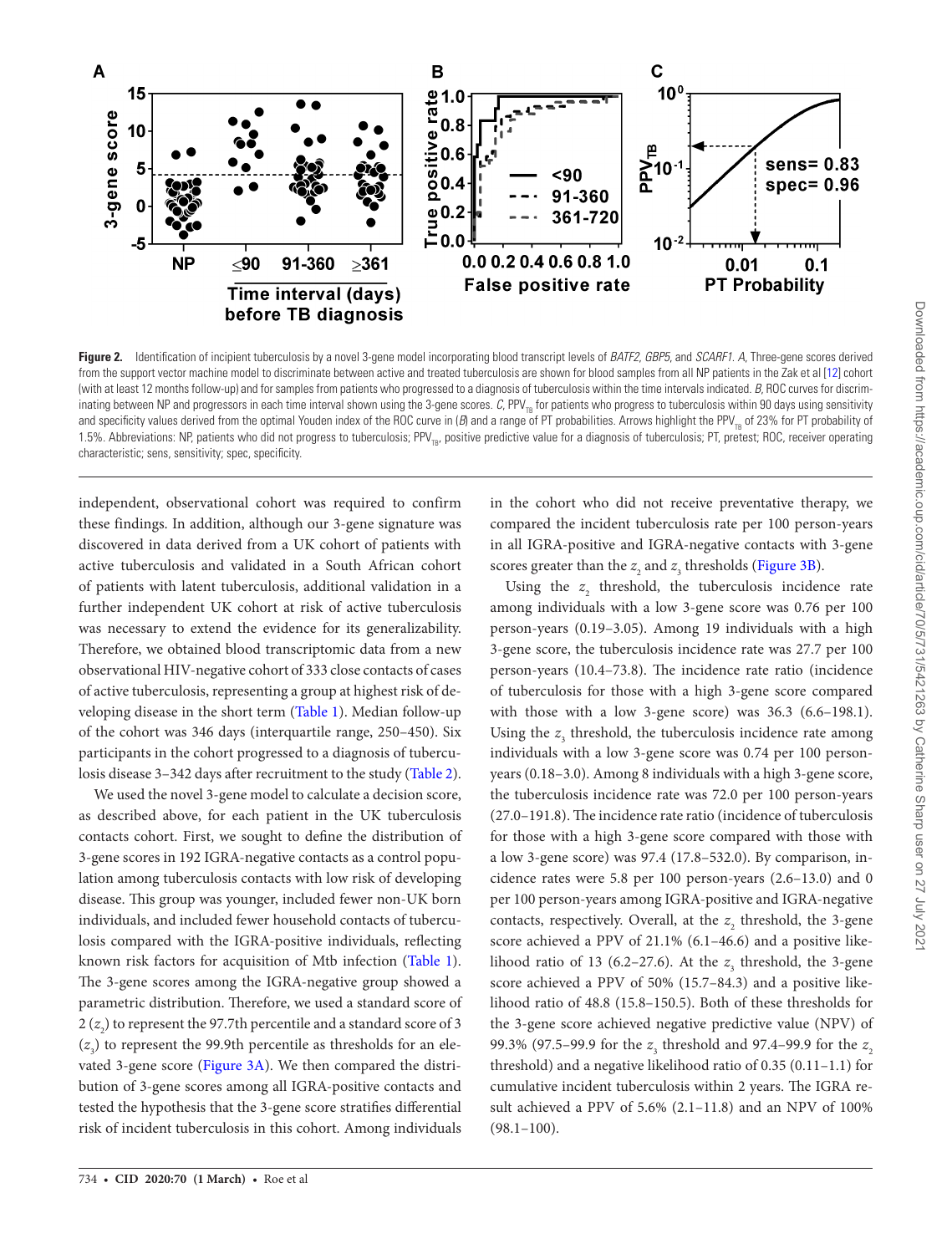**Figure 2.** Identification of incipient tuberculosis by a novel 3-gene model incorporating blood transcript levels of *BATF2*, *GBP5*, and *SCARF1*. *A*, Three-gene scores derived from the support vector machine model to discriminate between active and treated tuberculosis are shown for blood samples from all NP patients in the Zak et al [12] cohort (with at least 12 months follow-up) and for samples from patients who progressed to a diagnosis of tuberculosis within the time intervals indicated. *B*, ROC curves for discriminating between NP and progressors in each time interval shown using the 3-gene scores. *C*, $PPV_{TB}$ for patients who progress to tuberculosis within 90 days using sensitivity and specificity values derived from the optimal Youden index of the ROC curve in (*B*) and a range of PT probabilities. Arrows highlight the $PPV_{TB}$ of 23% for PT probability of 1.5%. Abbreviations: NP, patients who did not progress to tuberculosis; $PPV_{TB}$, positive predictive value for a diagnosis of tuberculosis; PT, pretest; ROC, receiver operating characteristic; sens, sensitivity; spec, specificity.

independent, observational cohort was required to confirm these findings. In addition, although our 3-gene signature was discovered in data derived from a UK cohort of patients with active tuberculosis and validated in a South African cohort of patients with latent tuberculosis, additional validation in a further independent UK cohort at risk of active tuberculosis was necessary to extend the evidence for its generalizability. Therefore, we obtained blood transcriptomic data from a new observational HIV-negative cohort of 333 close contacts of cases of active tuberculosis, representing a group at highest risk of developing disease in the short term (Table 1). Median follow-up of the cohort was 346 days (interquartile range, 250–450). Six participants in the cohort progressed to a diagnosis of tuberculosis disease 3–342 days after recruitment to the study (Table 2).

We used the novel 3-gene model to calculate a decision score, as described above, for each patient in the UK tuberculosis contacts cohort. First, we sought to define the distribution of 3-gene scores in 192 IGRA-negative contacts as a control population among tuberculosis contacts with low risk of developing disease. This group was younger, included fewer non-UK born individuals, and included fewer household contacts of tuberculosis compared with the IGRA-positive individuals, reflecting known risk factors for acquisition of Mtb infection (Table 1). The 3-gene scores among the IGRA-negative group showed a parametric distribution. Therefore, we used a standard score of 2 ($z_2$) to represent the 97.7th percentile and a standard score of 3 ($z_3$) to represent the 99.9th percentile as thresholds for an elevated 3-gene score (Figure 3A). We then compared the distribution of 3-gene scores among all IGRA-positive contacts and tested the hypothesis that the 3-gene score stratifies differential risk of incident tuberculosis in this cohort. Among individuals in the cohort who did not receive preventative therapy, we compared the incident tuberculosis rate per 100 person-years in all IGRA-positive and IGRA-negative contacts with 3-gene scores greater than the $z_2$ and $z_3$ thresholds (Figure 3B).

Using the $z_2$ threshold, the tuberculosis incidence rate among individuals with a low 3-gene score was 0.76 per 100 person-years (0.19–3.05). Among 19 individuals with a high 3-gene score, the tuberculosis incidence rate was 27.7 per 100 person-years (10.4–73.8). The incidence rate ratio (incidence of tuberculosis for those with a high 3-gene score compared with those with a low 3-gene score) was 36.3 (6.6–198.1). Using the $z_3$ threshold, the tuberculosis incidence rate among individuals with a low 3-gene score was 0.74 per 100 person-years (0.18–3.0). Among 8 individuals with a high 3-gene score, the tuberculosis incidence rate was 72.0 per 100 person-years (27.0–191.8). The incidence rate ratio (incidence of tuberculosis for those with a high 3-gene score compared with those with a low 3-gene score) was 97.4 (17.8–532.0). By comparison, incidence rates were 5.8 per 100 person-years (2.6–13.0) and 0 per 100 person-years among IGRA-positive and IGRA-negative contacts, respectively. Overall, at the $z_2$ threshold, the 3-gene score achieved a PPV of 21.1% (6.1–46.6) and a positive likelihood ratio of 13 (6.2–27.6). At the $z_3$ threshold, the 3-gene score achieved a PPV of 50% (15.7–84.3) and a positive likelihood ratio of 48.8 (15.8–150.5). Both of these thresholds for the 3-gene score achieved negative predictive value (NPV) of 99.3% (97.5–99.9 for the $z_3$ threshold and 97.4–99.9 for the $z_2$ threshold) and a negative likelihood ratio of 0.35 (0.11–1.1) for cumulative incident tuberculosis within 2 years. The IGRA result achieved a PPV of 5.6% (2.1–11.8) and an NPV of 100% (98.1–100).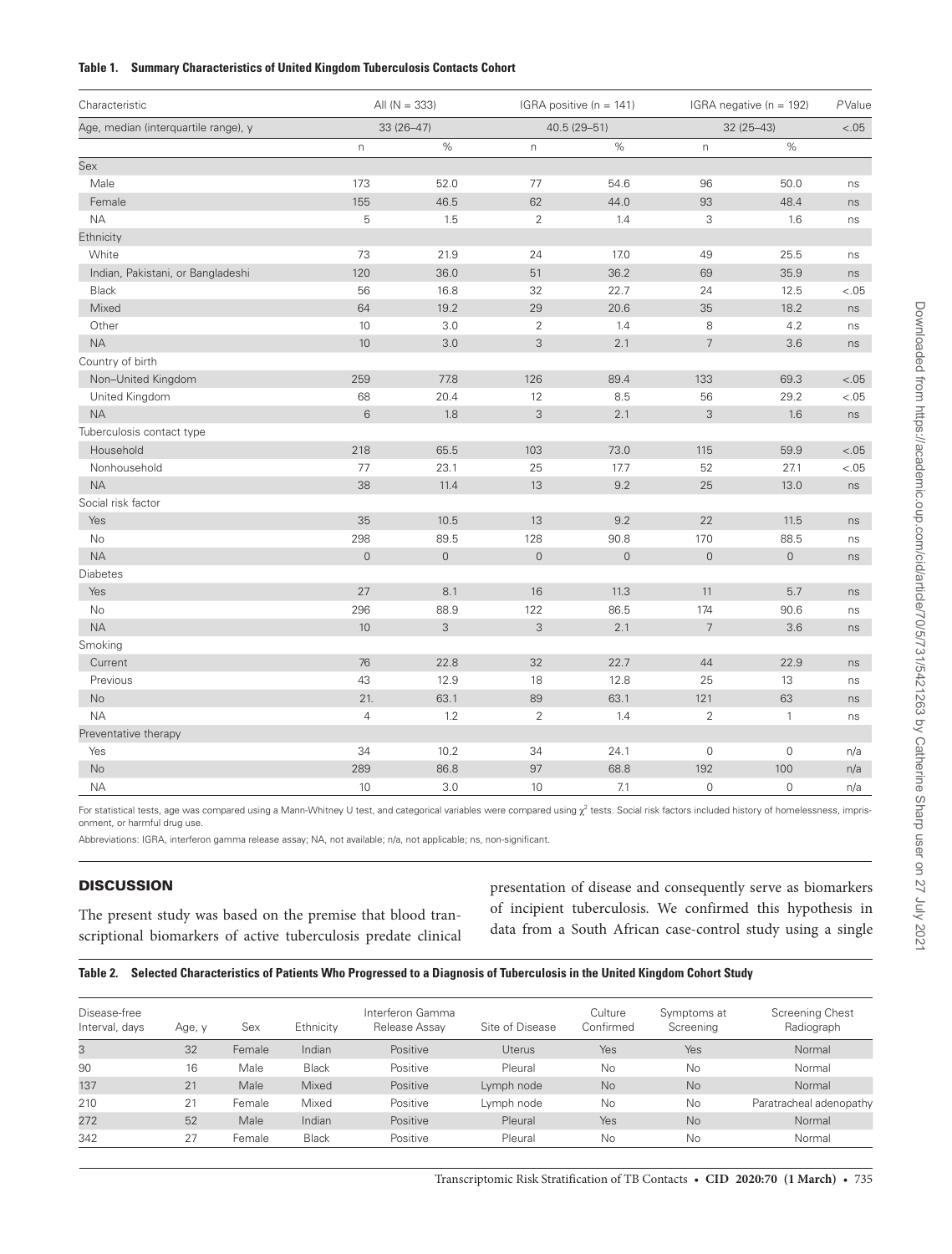**Table 1. Summary Characteristics of United Kingdom Tuberculosis Contacts Cohort**

| Characteristic | All (N = 333) | | IGRA positive (n = 141) | | IGRA negative (n = 192) | | *P* Value |
|---|---|---|---|---|---|---|---|
| Age, median (interquartile range), y | 33 (26–47) | | 40.5 (29–51) | | 32 (25–43) | | <.05 |
| | n | % | n | % | n | % | |
| **Sex** | | | | | | | |
| Male | 173 | 52.0 | 77 | 54.6 | 96 | 50.0 | ns |
| Female | 155 | 46.5 | 62 | 44.0 | 93 | 48.4 | ns |
| NA | 5 | 1.5 | 2 | 1.4 | 3 | 1.6 | ns |
| **Ethnicity** | | | | | | | |
| White | 73 | 21.9 | 24 | 17.0 | 49 | 25.5 | ns |
| Indian, Pakistani, or Bangladeshi | 120 | 36.0 | 51 | 36.2 | 69 | 35.9 | ns |
| Black | 56 | 16.8 | 32 | 22.7 | 24 | 12.5 | <.05 |
| Mixed | 64 | 19.2 | 29 | 20.6 | 35 | 18.2 | ns |
| Other | 10 | 3.0 | 2 | 1.4 | 8 | 4.2 | ns |
| NA | 10 | 3.0 | 3 | 2.1 | 7 | 3.6 | ns |
| **Country of birth** | | | | | | | |
| Non–United Kingdom | 259 | 77.8 | 126 | 89.4 | 133 | 69.3 | <.05 |
| United Kingdom | 68 | 20.4 | 12 | 8.5 | 56 | 29.2 | <.05 |
| NA | 6 | 1.8 | 3 | 2.1 | 3 | 1.6 | ns |
| **Tuberculosis contact type** | | | | | | | |
| Household | 218 | 65.5 | 103 | 73.0 | 115 | 59.9 | <.05 |
| Nonhousehold | 77 | 23.1 | 25 | 17.7 | 52 | 27.1 | <.05 |
| NA | 38 | 11.4 | 13 | 9.2 | 25 | 13.0 | ns |
| **Social risk factor** | | | | | | | |
| Yes | 35 | 10.5 | 13 | 9.2 | 22 | 11.5 | ns |
| No | 298 | 89.5 | 128 | 90.8 | 170 | 88.5 | ns |
| NA | 0 | 0 | 0 | 0 | 0 | 0 | ns |
| **Diabetes** | | | | | | | |
| Yes | 27 | 8.1 | 16 | 11.3 | 11 | 5.7 | ns |
| No | 296 | 88.9 | 122 | 86.5 | 174 | 90.6 | ns |
| NA | 10 | 3 | 3 | 2.1 | 7 | 3.6 | ns |
| **Smoking** | | | | | | | |
| Current | 76 | 22.8 | 32 | 22.7 | 44 | 22.9 | ns |
| Previous | 43 | 12.9 | 18 | 12.8 | 25 | 13 | ns |
| No | 21. | 63.1 | 89 | 63.1 | 121 | 63 | ns |
| NA | 4 | 1.2 | 2 | 1.4 | 2 | 1 | ns |
| **Preventative therapy** | | | | | | | |
| Yes | 34 | 10.2 | 34 | 24.1 | 0 | 0 | n/a |
| No | 289 | 86.8 | 97 | 68.8 | 192 | 100 | n/a |
| NA | 10 | 3.0 | 10 | 7.1 | 0 | 0 | n/a |

For statistical tests, age was compared using a Mann-Whitney U test, and categorical variables were compared using $\chi^2$ tests. Social risk factors included history of homelessness, imprisonment, or harmful drug use.

Abbreviations: IGRA, interferon gamma release assay; NA, not available; n/a, not applicable; ns, non-significant.

## DISCUSSION

The present study was based on the premise that blood transcriptional biomarkers of active tuberculosis predate clinical presentation of disease and consequently serve as biomarkers of incipient tuberculosis. We confirmed this hypothesis in data from a South African case-control study using a single

**Table 2. Selected Characteristics of Patients Who Progressed to a Diagnosis of Tuberculosis in the United Kingdom Cohort Study**

| Disease-free Interval, days | Age, y | Sex | Ethnicity | Interferon Gamma Release Assay | Site of Disease | Culture Confirmed | Symptoms at Screening | Screening Chest Radiograph |
|---|---|---|---|---|---|---|---|---|
| 3 | 32 | Female | Indian | Positive | Uterus | Yes | Yes | Normal |
| 90 | 16 | Male | Black | Positive | Pleural | No | No | Normal |
| 137 | 21 | Male | Mixed | Positive | Lymph node | No | No | Normal |
| 210 | 21 | Female | Mixed | Positive | Lymph node | No | No | Paratracheal adenopathy |
| 272 | 52 | Male | Indian | Positive | Pleural | Yes | No | Normal |
| 342 | 27 | Female | Black | Positive | Pleural | No | No | Normal |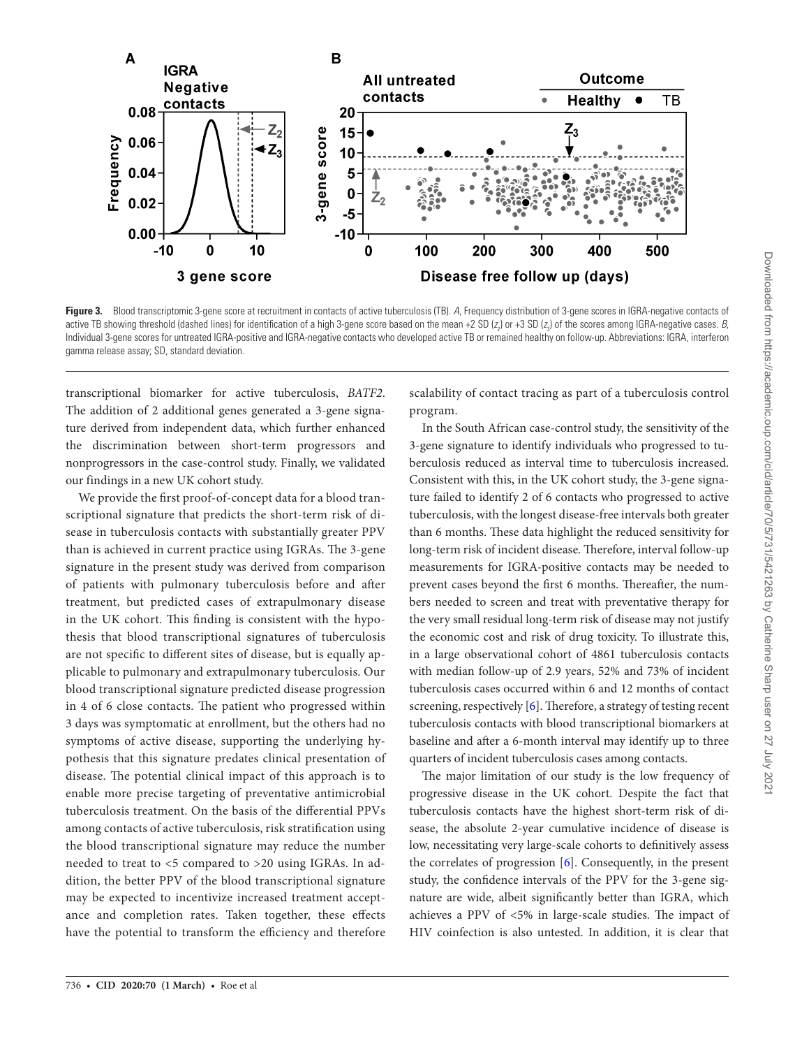**Figure 3.** Blood transcriptomic 3-gene score at recruitment in contacts of active tuberculosis (TB). *A*, Frequency distribution of 3-gene scores in IGRA-negative contacts of active TB showing threshold (dashed lines) for identification of a high 3-gene score based on the mean +2 SD ($z_2$) or +3 SD ($z_3$) of the scores among IGRA-negative cases. *B*, Individual 3-gene scores for untreated IGRA-positive and IGRA-negative contacts who developed active TB or remained healthy on follow-up. Abbreviations: IGRA, interferon gamma release assay; SD, standard deviation.

transcriptional biomarker for active tuberculosis, *BATF2*. The addition of 2 additional genes generated a 3-gene signature derived from independent data, which further enhanced the discrimination between short-term progressors and nonprogressors in the case-control study. Finally, we validated our findings in a new UK cohort study.

We provide the first proof-of-concept data for a blood transcriptional signature that predicts the short-term risk of disease in tuberculosis contacts with substantially greater PPV than is achieved in current practice using IGRAs. The 3-gene signature in the present study was derived from comparison of patients with pulmonary tuberculosis before and after treatment, but predicted cases of extrapulmonary disease in the UK cohort. This finding is consistent with the hypothesis that blood transcriptional signatures of tuberculosis are not specific to different sites of disease, but is equally applicable to pulmonary and extrapulmonary tuberculosis. Our blood transcriptional signature predicted disease progression in 4 of 6 close contacts. The patient who progressed within 3 days was symptomatic at enrollment, but the others had no symptoms of active disease, supporting the underlying hypothesis that this signature predates clinical presentation of disease. The potential clinical impact of this approach is to enable more precise targeting of preventative antimicrobial tuberculosis treatment. On the basis of the differential PPVs among contacts of active tuberculosis, risk stratification using the blood transcriptional signature may reduce the number needed to treat to <5 compared to >20 using IGRAs. In addition, the better PPV of the blood transcriptional signature may be expected to incentivize increased treatment acceptance and completion rates. Taken together, these effects have the potential to transform the efficiency and therefore scalability of contact tracing as part of a tuberculosis control program.

In the South African case-control study, the sensitivity of the 3-gene signature to identify individuals who progressed to tuberculosis reduced as interval time to tuberculosis increased. Consistent with this, in the UK cohort study, the 3-gene signature failed to identify 2 of 6 contacts who progressed to active tuberculosis, with the longest disease-free intervals both greater than 6 months. These data highlight the reduced sensitivity for long-term risk of incident disease. Therefore, interval follow-up measurements for IGRA-positive contacts may be needed to prevent cases beyond the first 6 months. Thereafter, the numbers needed to screen and treat with preventative therapy for the very small residual long-term risk of disease may not justify the economic cost and risk of drug toxicity. To illustrate this, in a large observational cohort of 4861 tuberculosis contacts with median follow-up of 2.9 years, 52% and 73% of incident tuberculosis cases occurred within 6 and 12 months of contact screening, respectively [6]. Therefore, a strategy of testing recent tuberculosis contacts with blood transcriptional biomarkers at baseline and after a 6-month interval may identify up to three quarters of incident tuberculosis cases among contacts.

The major limitation of our study is the low frequency of progressive disease in the UK cohort. Despite the fact that tuberculosis contacts have the highest short-term risk of disease, the absolute 2-year cumulative incidence of disease is low, necessitating very large-scale cohorts to definitively assess the correlates of progression [6]. Consequently, in the present study, the confidence intervals of the PPV for the 3-gene signature are wide, albeit significantly better than IGRA, which achieves a PPV of <5% in large-scale studies. The impact of HIV coinfection is also untested. In addition, it is clear that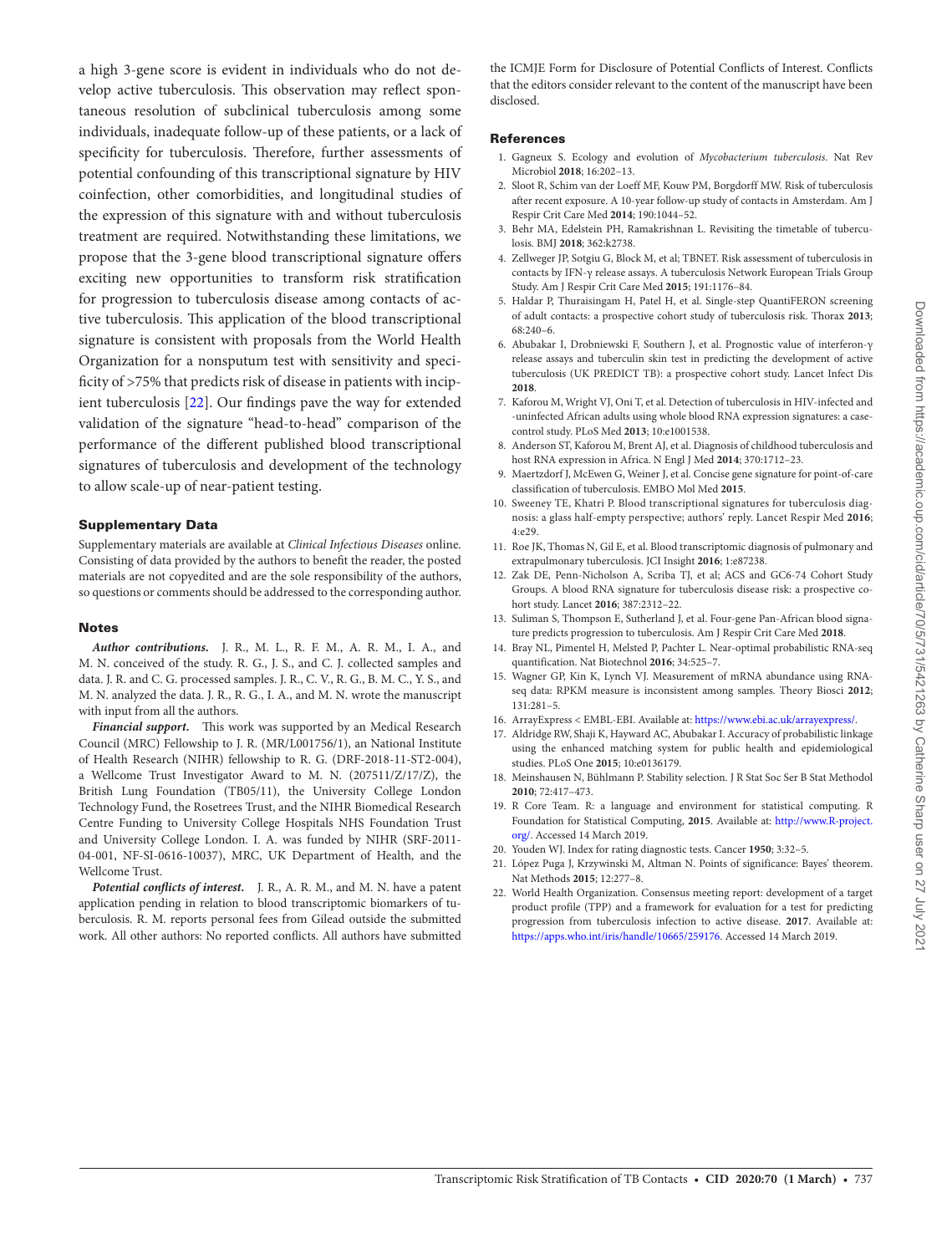a high 3-gene score is evident in individuals who do not develop active tuberculosis. This observation may reflect spontaneous resolution of subclinical tuberculosis among some individuals, inadequate follow-up of these patients, or a lack of specificity for tuberculosis. Therefore, further assessments of potential confounding of this transcriptional signature by HIV coinfection, other comorbidities, and longitudinal studies of the expression of this signature with and without tuberculosis treatment are required. Notwithstanding these limitations, we propose that the 3-gene blood transcriptional signature offers exciting new opportunities to transform risk stratification for progression to tuberculosis disease among contacts of active tuberculosis. This application of the blood transcriptional signature is consistent with proposals from the World Health Organization for a nonsputum test with sensitivity and specificity of >75% that predicts risk of disease in patients with incipient tuberculosis [22]. Our findings pave the way for extended validation of the signature "head-to-head" comparison of the performance of the different published blood transcriptional signatures of tuberculosis and development of the technology to allow scale-up of near-patient testing.

## Supplementary Data

Supplementary materials are available at *Clinical Infectious Diseases* online. Consisting of data provided by the authors to benefit the reader, the posted materials are not copyedited and are the sole responsibility of the authors, so questions or comments should be addressed to the corresponding author.

## Notes

***Author contributions.*** J. R., M. L., R. F. M., A. R. M., I. A., and M. N. conceived of the study. R. G., J. S., and C. J. collected samples and data. J. R. and C. G. processed samples. J. R., C. V., R. G., B. M. C., Y. S., and M. N. analyzed the data. J. R., R. G., I. A., and M. N. wrote the manuscript with input from all the authors.

***Financial support.*** This work was supported by an Medical Research Council (MRC) Fellowship to J. R. (MR/L001756/1), an National Institute of Health Research (NIHR) fellowship to R. G. (DRF-2018-11-ST2-004), a Wellcome Trust Investigator Award to M. N. (207511/Z/17/Z), the British Lung Foundation (TB05/11), the University College London Technology Fund, the Rosetrees Trust, and the NIHR Biomedical Research Centre Funding to University College Hospitals NHS Foundation Trust and University College London. I. A. was funded by NIHR (SRF-2011-04-001, NF-SI-0616-10037), MRC, UK Department of Health, and the Wellcome Trust.

***Potential conflicts of interest.*** J. R., A. R. M., and M. N. have a patent application pending in relation to blood transcriptomic biomarkers of tuberculosis. R. M. reports personal fees from Gilead outside the submitted work. All other authors: No reported conflicts. All authors have submitted the ICMJE Form for Disclosure of Potential Conflicts of Interest. Conflicts that the editors consider relevant to the content of the manuscript have been disclosed.

## References

1. Gagneux S. Ecology and evolution of *Mycobacterium tuberculosis*. Nat Rev Microbiol **2018**; 16:202–13.
2. Sloot R, Schim van der Loeff MF, Kouw PM, Borgdorff MW. Risk of tuberculosis after recent exposure. A 10-year follow-up study of contacts in Amsterdam. Am J Respir Crit Care Med **2014**; 190:1044–52.
3. Behr MA, Edelstein PH, Ramakrishnan L. Revisiting the timetable of tuberculosis. BMJ **2018**; 362:k2738.
4. Zellweger JP, Sotgiu G, Block M, et al; TBNET. Risk assessment of tuberculosis in contacts by IFN-γ release assays. A tuberculosis Network European Trials Group Study. Am J Respir Crit Care Med **2015**; 191:1176–84.
5. Haldar P, Thuraisingam H, Patel H, et al. Single-step QuantiFERON screening of adult contacts: a prospective cohort study of tuberculosis risk. Thorax **2013**; 68:240–6.
6. Abubakar I, Drobniewski F, Southern J, et al. Prognostic value of interferon-γ release assays and tuberculin skin test in predicting the development of active tuberculosis (UK PREDICT TB): a prospective cohort study. Lancet Infect Dis **2018**.
7. Kaforou M, Wright VJ, Oni T, et al. Detection of tuberculosis in HIV-infected and -uninfected African adults using whole blood RNA expression signatures: a case-control study. PLoS Med **2013**; 10:e1001538.
8. Anderson ST, Kaforou M, Brent AJ, et al. Diagnosis of childhood tuberculosis and host RNA expression in Africa. N Engl J Med **2014**; 370:1712–23.
9. Maertzdorf J, McEwen G, Weiner J, et al. Concise gene signature for point-of-care classification of tuberculosis. EMBO Mol Med **2015**.
10. Sweeney TE, Khatri P. Blood transcriptional signatures for tuberculosis diagnosis: a glass half-empty perspective; authors' reply. Lancet Respir Med **2016**; 4:e29.
11. Roe JK, Thomas N, Gil E, et al. Blood transcriptomic diagnosis of pulmonary and extrapulmonary tuberculosis. JCI Insight **2016**; 1:e87238.
12. Zak DE, Penn-Nicholson A, Scriba TJ, et al; ACS and GC6-74 Cohort Study Groups. A blood RNA signature for tuberculosis disease risk: a prospective cohort study. Lancet **2016**; 387:2312–22.
13. Suliman S, Thompson E, Sutherland J, et al. Four-gene Pan-African blood signature predicts progression to tuberculosis. Am J Respir Crit Care Med **2018**.
14. Bray NL, Pimentel H, Melsted P, Pachter L. Near-optimal probabilistic RNA-seq quantification. Nat Biotechnol **2016**; 34:525–7.
15. Wagner GP, Kin K, Lynch VJ. Measurement of mRNA abundance using RNA-seq data: RPKM measure is inconsistent among samples. Theory Biosci **2012**; 131:281–5.
16. ArrayExpress < EMBL-EBI. Available at: https://www.ebi.ac.uk/arrayexpress/.
17. Aldridge RW, Shaji K, Hayward AC, Abubakar I. Accuracy of probabilistic linkage using the enhanced matching system for public health and epidemiological studies. PLoS One **2015**; 10:e0136179.
18. Meinshausen N, Bühlmann P. Stability selection. J R Stat Soc Ser B Stat Methodol **2010**; 72:417–473.
19. R Core Team. R: a language and environment for statistical computing. R Foundation for Statistical Computing, **2015**. Available at: http://www.R-project.org/. Accessed 14 March 2019.
20. Youden WJ. Index for rating diagnostic tests. Cancer **1950**; 3:32–5.
21. López Puga J, Krzywinski M, Altman N. Points of significance: Bayes' theorem. Nat Methods **2015**; 12:277–8.
22. World Health Organization. Consensus meeting report: development of a target product profile (TPP) and a framework for evaluation for a test for predicting progression from tuberculosis infection to active disease. **2017**. Available at: https://apps.who.int/iris/handle/10665/259176. Accessed 14 March 2019.